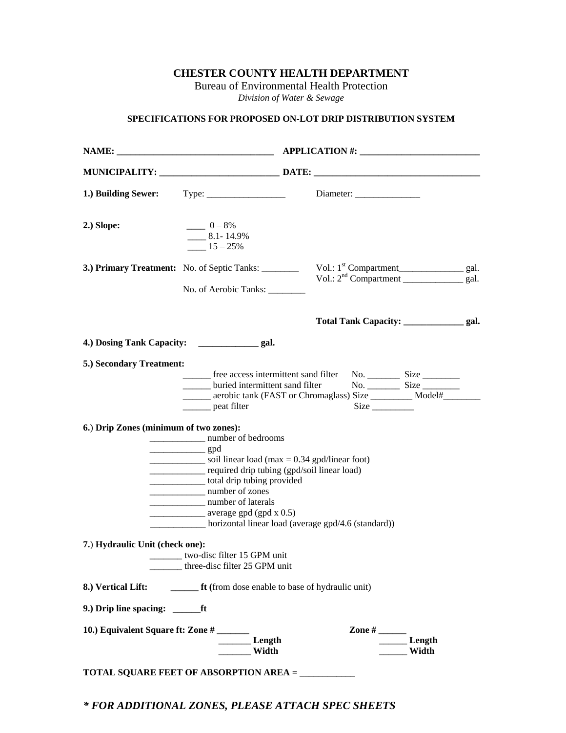# CHESTER COUNTY HEALTH DEPARTMENT

Bureau of Environmental Health Protection

*Division of Water & Sewage*

## SPECIFICATIONS FOR PROPOSED ON-LOT DRIP DISTRIBUTION SYSTEM

**NAME:** ________________________________ **APPLICATION #:** ________________________

**MUNICIPALITY:** ________________________ **DATE:** ___________________________________

**1.) Building Sewer:** Type: _________________ Diameter: ______________

**2.) Slope:**

____ 0 – 8%
____ 8.1- 14.9%
____ 15 – 25%

**3.) Primary Treatment:** No. of Septic Tanks: ________ Vol.: 1st Compartment______________ gal.
Vol.: 2nd Compartment _____________ gal.

No. of Aerobic Tanks: ________

**Total Tank Capacity: _____________ gal.**

**4.) Dosing Tank Capacity:** _____________ **gal.**

**5.) Secondary Treatment:**

______ free access intermittent sand filter No. _______ Size ________
______ buried intermittent sand filter No. _______ Size ________
______ aerobic tank (FAST or Chromaglass) Size _________ Model#________
______ peat filter Size _________

6.) **Drip Zones (minimum of two zones):**

____________ number of bedrooms
____________ gpd
____________ soil linear load (max = 0.34 gpd/linear foot)
____________ required drip tubing (gpd/soil linear load)
____________ total drip tubing provided
____________ number of zones
____________ number of laterals
____________ average gpd (gpd x 0.5)
____________ horizontal linear load (average gpd/4.6 (standard))

7.) **Hydraulic Unit (check one):**

_______ two-disc filter 15 GPM unit
_______ three-disc filter 25 GPM unit

**8.) Vertical Lift:** **______ ft (**from dose enable to base of hydraulic unit)

**9.) Drip line spacing: ______ft**

**10.) Equivalent Square ft: Zone # _______**
**_______ Length**
**_______ Width**

**Zone # ______**
**______ Length**
**______ Width**

**TOTAL SQUARE FEET OF ABSORPTION AREA =** ____________

***\* FOR ADDITIONAL ZONES, PLEASE ATTACH SPEC SHEETS***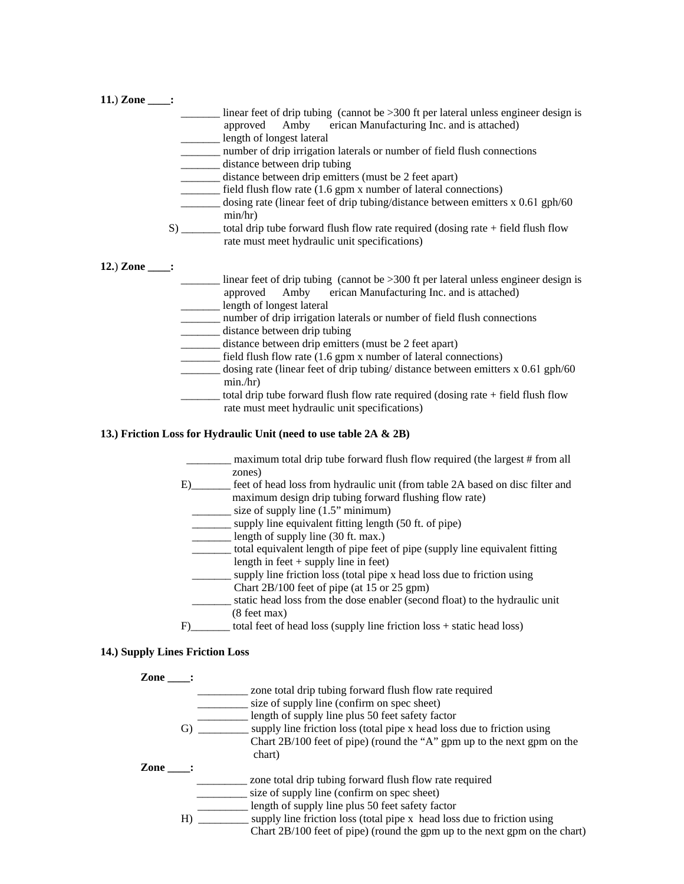**11.) Zone ____:**

_______ linear feet of drip tubing (cannot be >300 ft per lateral unless engineer design is approved Amby erican Manufacturing Inc. and is attached)
_______ length of longest lateral
_______ number of drip irrigation laterals or number of field flush connections
_______ distance between drip tubing
_______ distance between drip emitters (must be 2 feet apart)
_______ field flush flow rate (1.6 gpm x number of lateral connections)
_______ dosing rate (linear feet of drip tubing/distance between emitters x 0.61 gph/60 min/hr)
S) _______ total drip tube forward flush flow rate required (dosing rate + field flush flow rate must meet hydraulic unit specifications)

**12.) Zone ____:**

_______ linear feet of drip tubing (cannot be >300 ft per lateral unless engineer design is approved Amby erican Manufacturing Inc. and is attached)
_______ length of longest lateral
_______ number of drip irrigation laterals or number of field flush connections
_______ distance between drip tubing
_______ distance between drip emitters (must be 2 feet apart)
_______ field flush flow rate (1.6 gpm x number of lateral connections)
_______ dosing rate (linear feet of drip tubing/ distance between emitters x 0.61 gph/60 min./hr)
_______ total drip tube forward flush flow rate required (dosing rate + field flush flow rate must meet hydraulic unit specifications)

**13.) Friction Loss for Hydraulic Unit (need to use table 2A & 2B)**

________ maximum total drip tube forward flush flow required (the largest # from all zones)
E)_______ feet of head loss from hydraulic unit (from table 2A based on disc filter and maximum design drip tubing forward flushing flow rate)
_______ size of supply line (1.5" minimum)
_______ supply line equivalent fitting length (50 ft. of pipe)
_______ length of supply line (30 ft. max.)
_______ total equivalent length of pipe feet of pipe (supply line equivalent fitting length in feet + supply line in feet)
_______ supply line friction loss (total pipe x head loss due to friction using Chart 2B/100 feet of pipe (at 15 or 25 gpm)
_______ static head loss from the dose enabler (second float) to the hydraulic unit (8 feet max)
F)_______ total feet of head loss (supply line friction loss + static head loss)

**14.) Supply Lines Friction Loss**

**Zone ____:**

_________ zone total drip tubing forward flush flow rate required
_________ size of supply line (confirm on spec sheet)
_________ length of supply line plus 50 feet safety factor
G) _________ supply line friction loss (total pipe x head loss due to friction using Chart 2B/100 feet of pipe) (round the "A" gpm up to the next gpm on the chart)

**Zone ____:**

_________ zone total drip tubing forward flush flow rate required
_________ size of supply line (confirm on spec sheet)
_________ length of supply line plus 50 feet safety factor
H) _________ supply line friction loss (total pipe x head loss due to friction using Chart 2B/100 feet of pipe) (round the gpm up to the next gpm on the chart)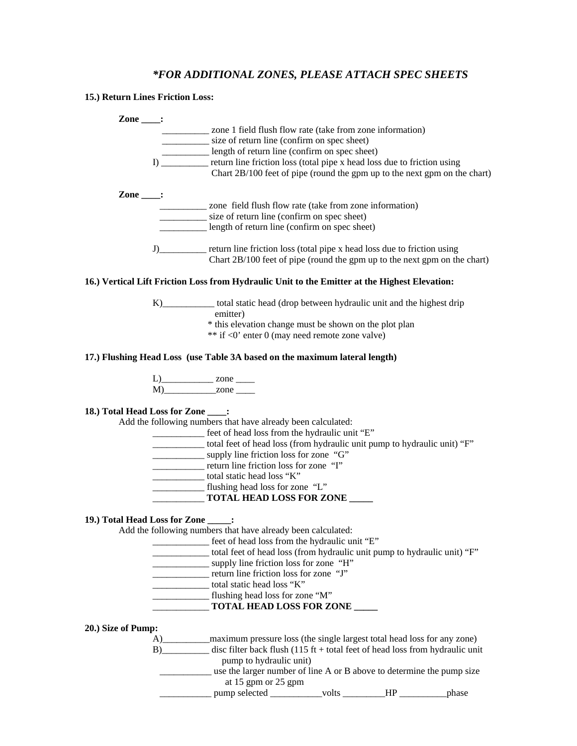### *FOR ADDITIONAL ZONES, PLEASE ATTACH SPEC SHEETS*

**15.) Return Lines Friction Loss:**

**Zone ____:**

__________ zone 1 field flush flow rate (take from zone information)
__________ size of return line (confirm on spec sheet)
__________ length of return line (confirm on spec sheet)
I) __________ return line friction loss (total pipe x head loss due to friction using Chart 2B/100 feet of pipe (round the gpm up to the next gpm on the chart)

**Zone ____:**

__________ zone field flush flow rate (take from zone information)
__________ size of return line (confirm on spec sheet)
__________ length of return line (confirm on spec sheet)

J)__________ return line friction loss (total pipe x head loss due to friction using Chart 2B/100 feet of pipe (round the gpm up to the next gpm on the chart)

**16.) Vertical Lift Friction Loss from Hydraulic Unit to the Emitter at the Highest Elevation:**

K)___________ total static head (drop between hydraulic unit and the highest drip emitter)
* this elevation change must be shown on the plot plan
** if <0' enter 0 (may need remote zone valve)

**17.) Flushing Head Loss (use Table 3A based on the maximum lateral length)**

L)___________ zone ____
M)___________zone ____

**18.) Total Head Loss for Zone ____:**

Add the following numbers that have already been calculated:

___________ feet of head loss from the hydraulic unit "E"
___________ total feet of head loss (from hydraulic unit pump to hydraulic unit) "F"
___________ supply line friction loss for zone "G"
___________ return line friction loss for zone "I"
___________ total static head loss "K"
___________ flushing head loss for zone "L"
___________ **TOTAL HEAD LOSS FOR ZONE _____**

**19.) Total Head Loss for Zone _____:**

Add the following numbers that have already been calculated:

____________ feet of head loss from the hydraulic unit "E"
____________ total feet of head loss (from hydraulic unit pump to hydraulic unit) "F"
____________ supply line friction loss for zone "H"
____________ return line friction loss for zone "J"
____________ total static head loss "K"
____________ flushing head loss for zone "M"
____________ **TOTAL HEAD LOSS FOR ZONE _____**

**20.) Size of Pump:**

A)__________maximum pressure loss (the single largest total head loss for any zone)
B)__________ disc filter back flush (115 ft + total feet of head loss from hydraulic unit pump to hydraulic unit)
___________ use the larger number of line A or B above to determine the pump size at 15 gpm or 25 gpm
___________ pump selected ___________volts _________HP __________phase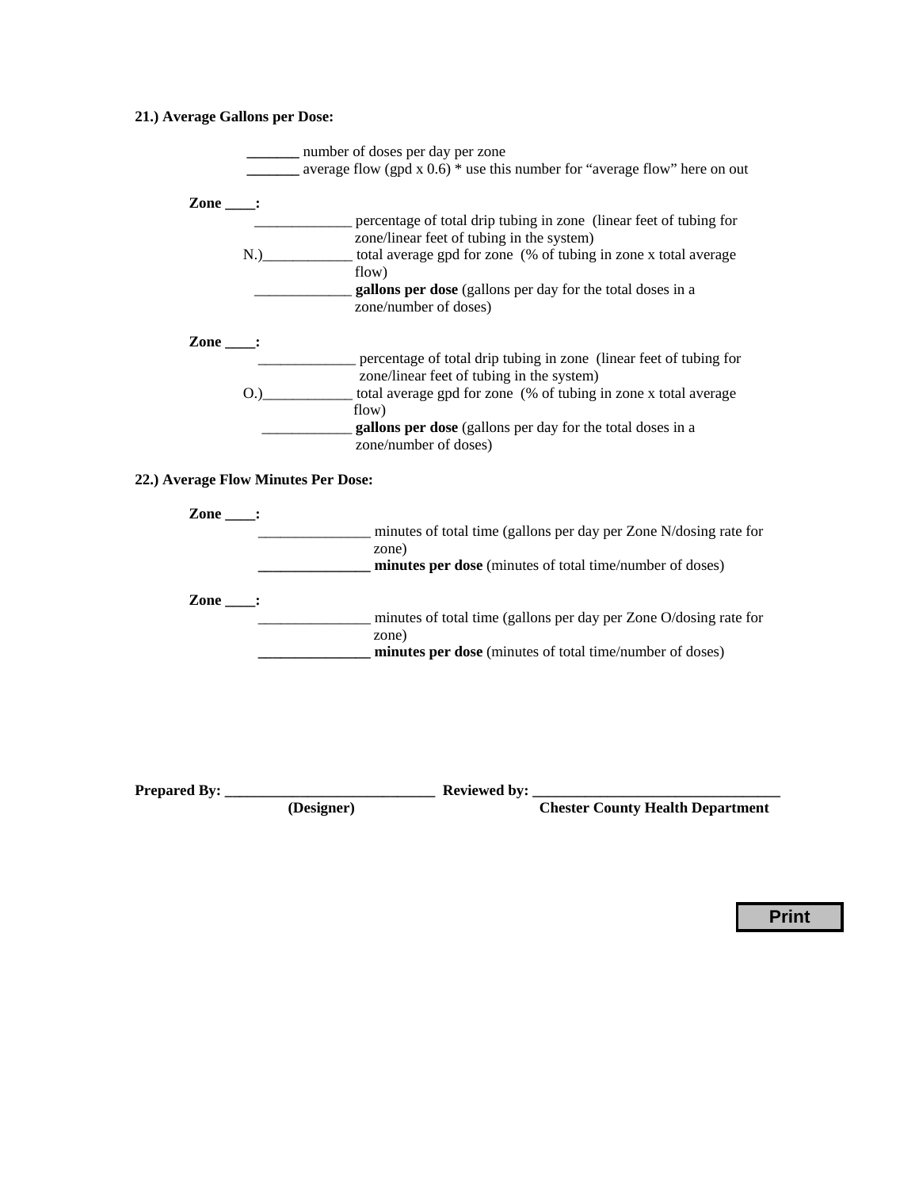**21.) Average Gallons per Dose:**

_______ number of doses per day per zone
_______ average flow (gpd x 0.6) * use this number for "average flow" here on out

**Zone ____:**

_____________ percentage of total drip tubing in zone (linear feet of tubing for zone/linear feet of tubing in the system)
N.)____________ total average gpd for zone (% of tubing in zone x total average flow)
_____________ **gallons per dose** (gallons per day for the total doses in a zone/number of doses)

**Zone ____:**

_____________ percentage of total drip tubing in zone (linear feet of tubing for zone/linear feet of tubing in the system)
O.)____________ total average gpd for zone (% of tubing in zone x total average flow)
____________ **gallons per dose** (gallons per day for the total doses in a zone/number of doses)

**22.) Average Flow Minutes Per Dose:**

**Zone ____:**

_______________ minutes of total time (gallons per day per Zone N/dosing rate for zone)
_______________ **minutes per dose** (minutes of total time/number of doses)

**Zone ____:**

_______________ minutes of total time (gallons per day per Zone O/dosing rate for zone)
_______________ **minutes per dose** (minutes of total time/number of doses)

**Prepared By:** ____________________________ **Reviewed by:** _________________________________
**(Designer)** **Chester County Health Department**

Print